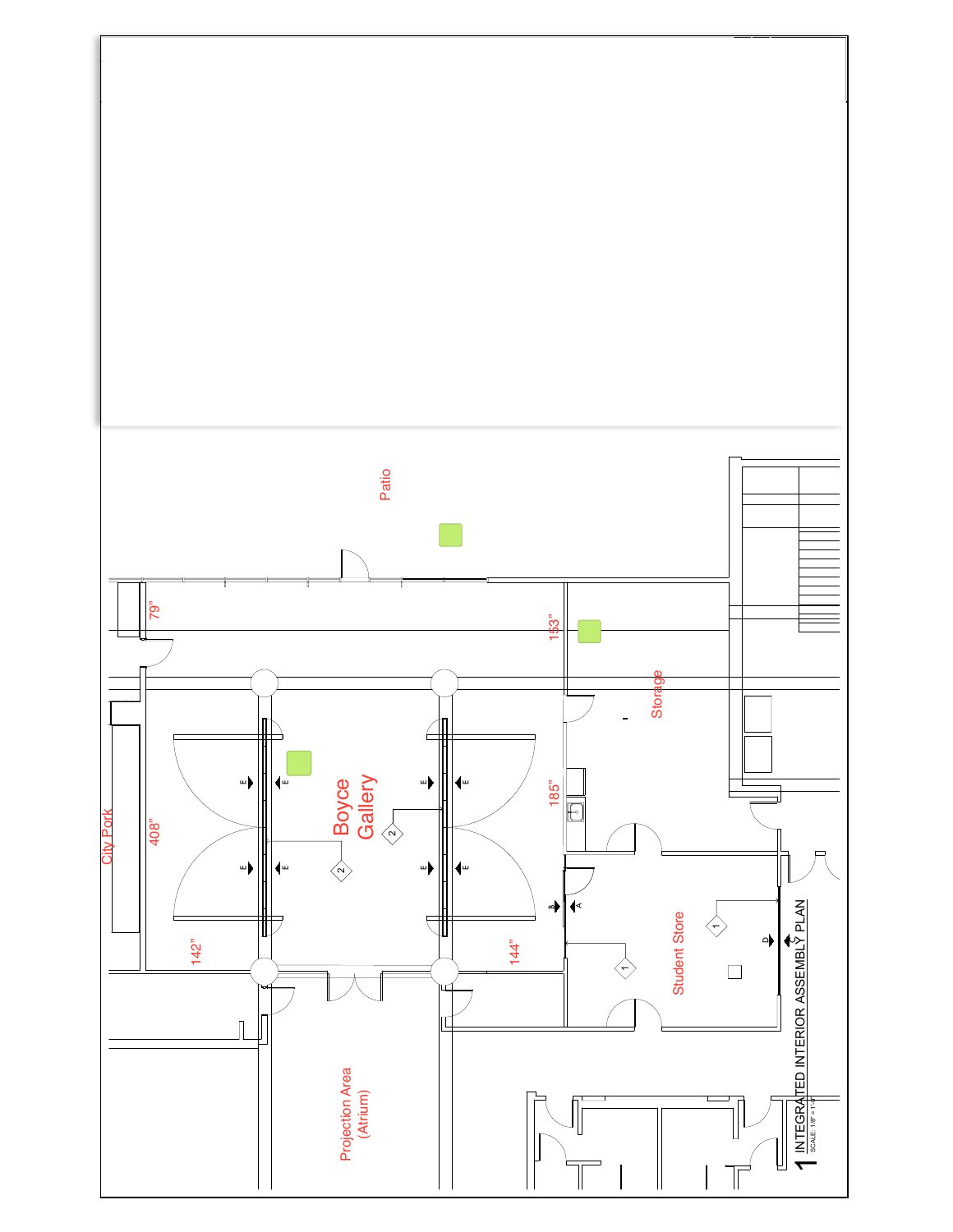City Pork

Patio

79"

153"

408"

Storage

Boyce Gallery

185"

142"

144"

Student Store

Projection Area (Atrium)

1 INTEGRATED INTERIOR ASSEMBLY PLAN

SCALE: 1/8" = 1'-0"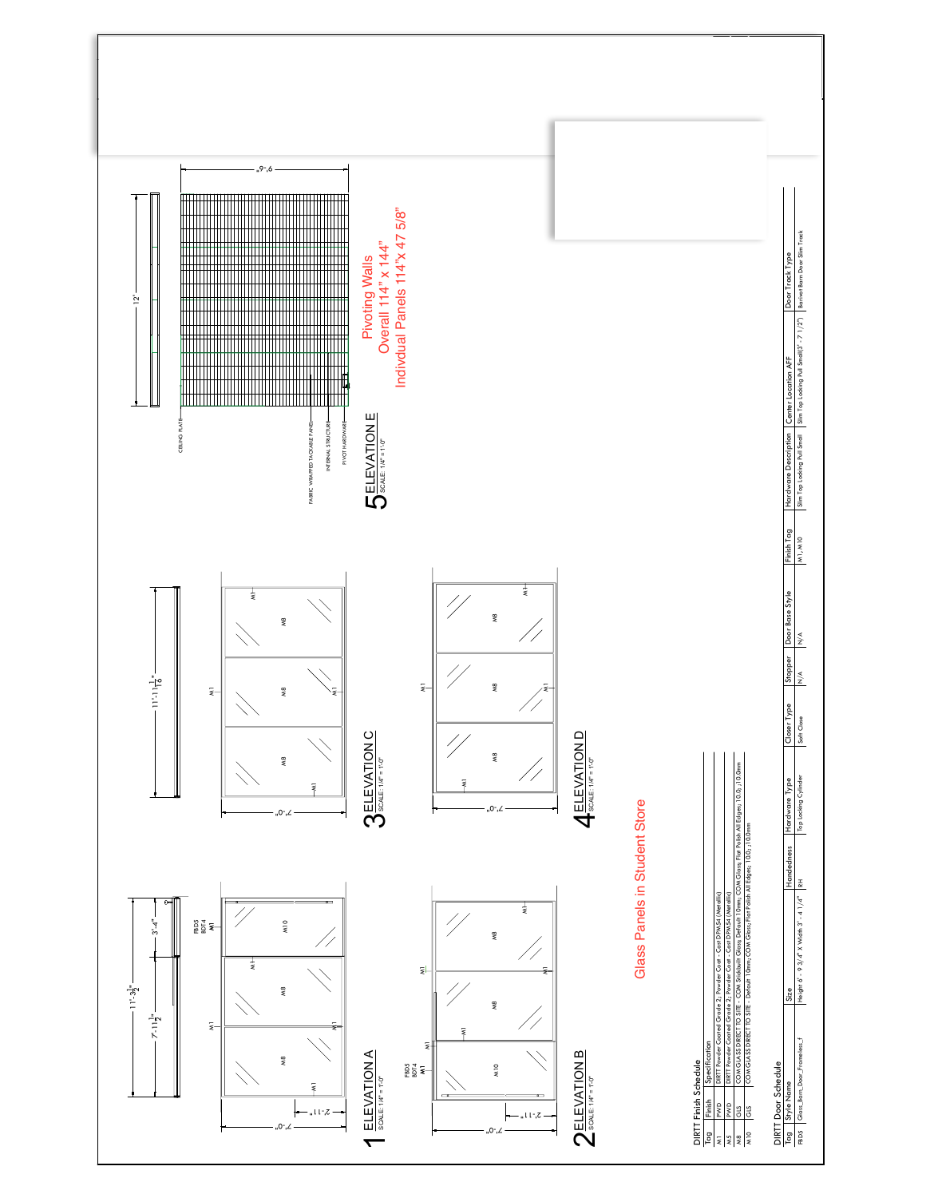Pivoting Walls
Overall 114" x 144"
Indivdual Panels 114"x 47 5/8"

5 ELEVATION E
SCALE: 1/4" = 1'-0"

9'-6"
12'
CEILING PLATE
FABRIC WRAPPED TACKABLE PANEL
INTERNAL STRUCTURE
PIVOT HARDWARE

3 ELEVATION C
SCALE: 1/4" = 1'-0"

11'-11 1/16"
7'-0"
M1
M8

4 ELEVATION D
SCALE: 1/4" = 1'-0"

7'-0"
M1
M8

1 ELEVATION A
SCALE: 1/4" = 1'-0"

11'-3 1/2"
7'-11 1/2"
3'-4"
7'-0"
2'-11"
FBD5
BDT4
M1
M8
M10

2 ELEVATION B
SCALE: 1/4" = 1'-0"

7'-0"
2'-11"
FBD5
BDT4
M1
M8
M10

Glass Panels in Student Store

DIRTT Finish Schedule

| Tag | Finish | Specification |
|---|---|---|
| M1 | PWD | DIRTT Powder Coated Grade 2; Powder Coat - Cast DPM54 (Metallic) |
| M5 | PWD | DIRTT Powder Coated Grade 2; Powder Coat - Cast DPM54 (Metallic) |
| M8 | GLS | COM GLASS DIRECT TO SITE - COM Shadoush Glass Default 10mm; COM Glass Flat Polish All Edges; 10.0; 10.0mm |
| M10 | GLS | COM GLASS DIRECT TO SITE - Default 10mm; COM Glass; Flat Polish All Edges; 10.0; 10.0mm |

DIRTT Door Schedule

| Tag | Style Name | Size | Handedness | Hardware Type | Closer Type | Stopper | Door Base Style | Finish Tag | Hardware Description | Center Location AFF | Door Track Type |
|---|---|---|---|---|---|---|---|---|---|---|---|
| FBD5 | Glass_Barn_Door_Frameless_f | Height 6' - 9 3/4" X Width 3' - 4 1/4" | RH | Top Locking Cylinder | Soft Close | N/A | N/A | M1, M10 | Slim Top Locking Pull Small | Slim Top Locking Pull Small(3' - 7 1/2") | Barrier Barn Door Slim Track |